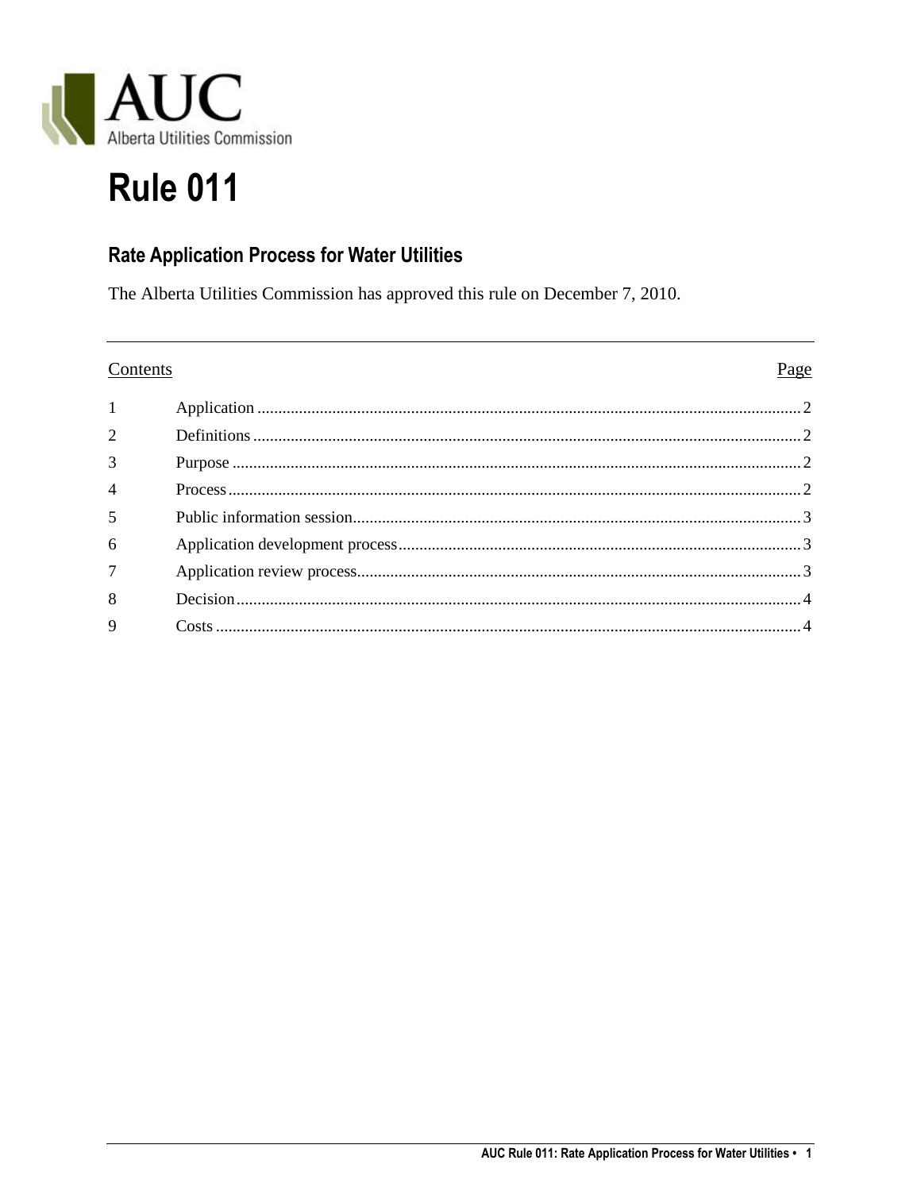AUC

Alberta Utilities Commission

# Rule 011

## Rate Application Process for Water Utilities

The Alberta Utilities Commission has approved this rule on December 7, 2010.

| Contents | | Page |
|---|---|---|
| 1 | Application | 2 |
| 2 | Definitions | 2 |
| 3 | Purpose | 2 |
| 4 | Process | 2 |
| 5 | Public information session | 3 |
| 6 | Application development process | 3 |
| 7 | Application review process | 3 |
| 8 | Decision | 4 |
| 9 | Costs | 4 |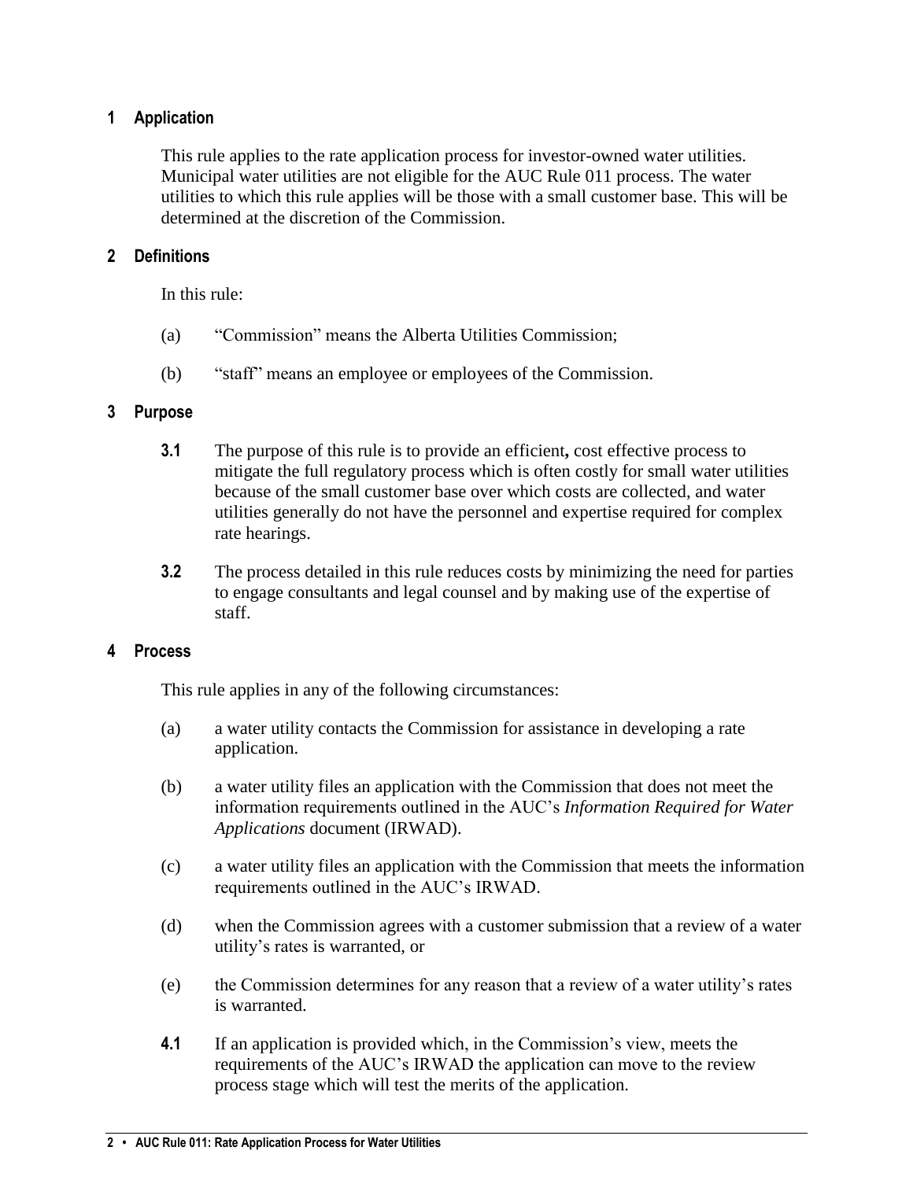## 1 Application

This rule applies to the rate application process for investor-owned water utilities. Municipal water utilities are not eligible for the AUC Rule 011 process. The water utilities to which this rule applies will be those with a small customer base. This will be determined at the discretion of the Commission.

## 2 Definitions

In this rule:

(a) "Commission" means the Alberta Utilities Commission;

(b) "staff" means an employee or employees of the Commission.

## 3 Purpose

**3.1** The purpose of this rule is to provide an efficient**,** cost effective process to mitigate the full regulatory process which is often costly for small water utilities because of the small customer base over which costs are collected, and water utilities generally do not have the personnel and expertise required for complex rate hearings.

**3.2** The process detailed in this rule reduces costs by minimizing the need for parties to engage consultants and legal counsel and by making use of the expertise of staff.

## 4 Process

This rule applies in any of the following circumstances:

(a) a water utility contacts the Commission for assistance in developing a rate application.

(b) a water utility files an application with the Commission that does not meet the information requirements outlined in the AUC's *Information Required for Water Applications* document (IRWAD).

(c) a water utility files an application with the Commission that meets the information requirements outlined in the AUC's IRWAD.

(d) when the Commission agrees with a customer submission that a review of a water utility's rates is warranted, or

(e) the Commission determines for any reason that a review of a water utility's rates is warranted.

**4.1** If an application is provided which, in the Commission's view, meets the requirements of the AUC's IRWAD the application can move to the review process stage which will test the merits of the application.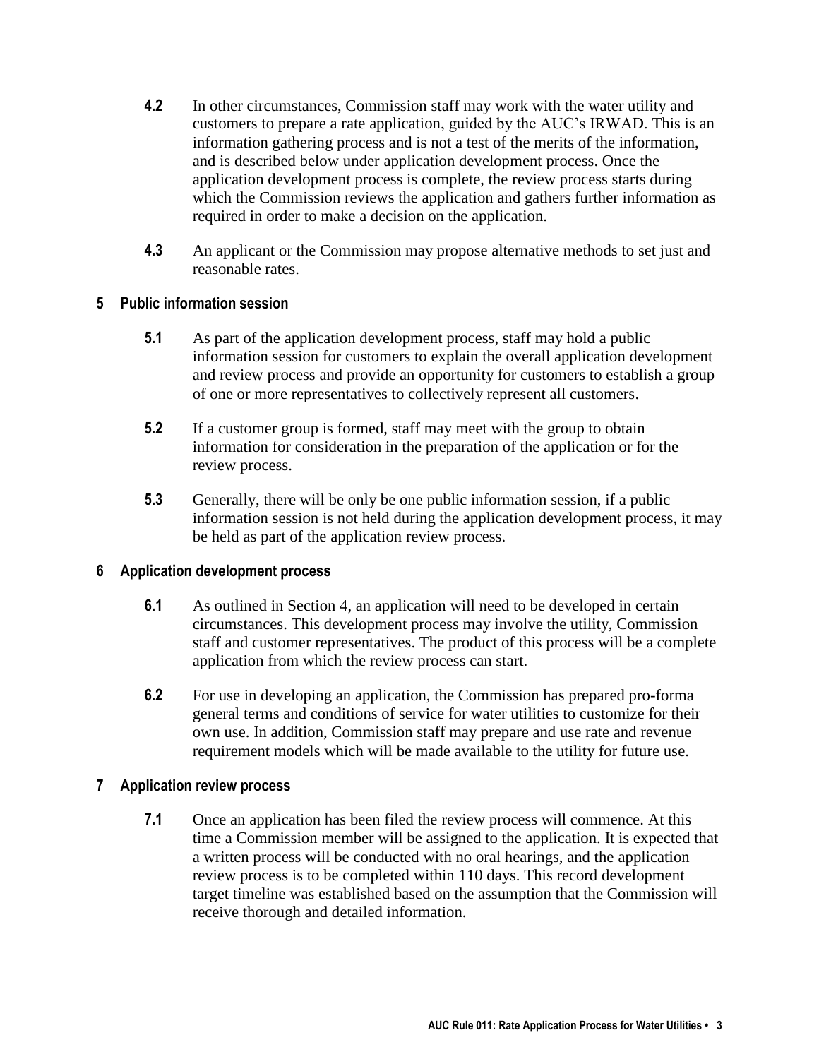**4.2** In other circumstances, Commission staff may work with the water utility and customers to prepare a rate application, guided by the AUC's IRWAD. This is an information gathering process and is not a test of the merits of the information, and is described below under application development process. Once the application development process is complete, the review process starts during which the Commission reviews the application and gathers further information as required in order to make a decision on the application.

**4.3** An applicant or the Commission may propose alternative methods to set just and reasonable rates.

## 5 Public information session

**5.1** As part of the application development process, staff may hold a public information session for customers to explain the overall application development and review process and provide an opportunity for customers to establish a group of one or more representatives to collectively represent all customers.

**5.2** If a customer group is formed, staff may meet with the group to obtain information for consideration in the preparation of the application or for the review process.

**5.3** Generally, there will be only be one public information session, if a public information session is not held during the application development process, it may be held as part of the application review process.

## 6 Application development process

**6.1** As outlined in Section 4, an application will need to be developed in certain circumstances. This development process may involve the utility, Commission staff and customer representatives. The product of this process will be a complete application from which the review process can start.

**6.2** For use in developing an application, the Commission has prepared pro-forma general terms and conditions of service for water utilities to customize for their own use. In addition, Commission staff may prepare and use rate and revenue requirement models which will be made available to the utility for future use.

## 7 Application review process

**7.1** Once an application has been filed the review process will commence. At this time a Commission member will be assigned to the application. It is expected that a written process will be conducted with no oral hearings, and the application review process is to be completed within 110 days. This record development target timeline was established based on the assumption that the Commission will receive thorough and detailed information.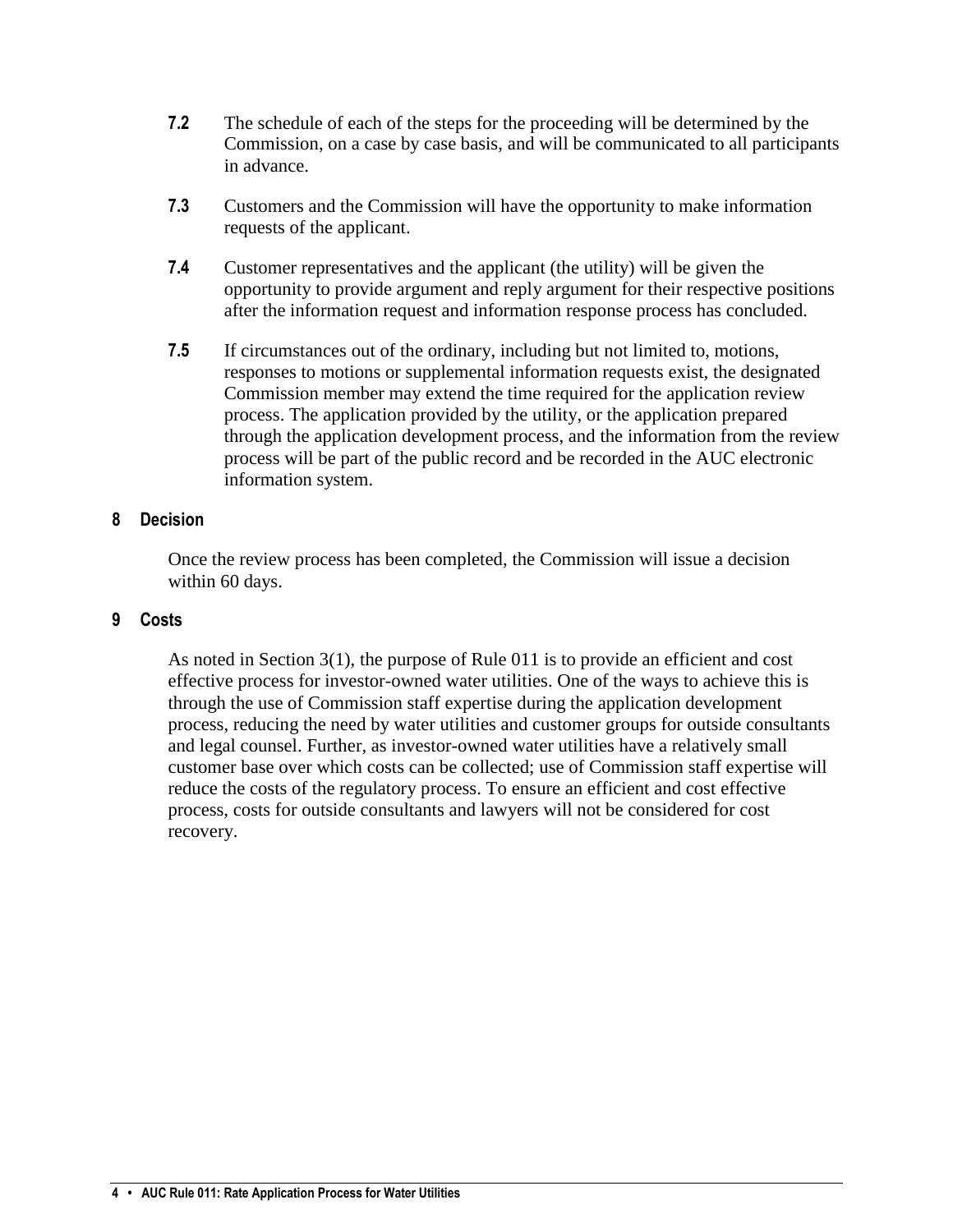**7.2** The schedule of each of the steps for the proceeding will be determined by the Commission, on a case by case basis, and will be communicated to all participants in advance.

**7.3** Customers and the Commission will have the opportunity to make information requests of the applicant.

**7.4** Customer representatives and the applicant (the utility) will be given the opportunity to provide argument and reply argument for their respective positions after the information request and information response process has concluded.

**7.5** If circumstances out of the ordinary, including but not limited to, motions, responses to motions or supplemental information requests exist, the designated Commission member may extend the time required for the application review process. The application provided by the utility, or the application prepared through the application development process, and the information from the review process will be part of the public record and be recorded in the AUC electronic information system.

## 8 Decision

Once the review process has been completed, the Commission will issue a decision within 60 days.

## 9 Costs

As noted in Section 3(1), the purpose of Rule 011 is to provide an efficient and cost effective process for investor-owned water utilities. One of the ways to achieve this is through the use of Commission staff expertise during the application development process, reducing the need by water utilities and customer groups for outside consultants and legal counsel. Further, as investor-owned water utilities have a relatively small customer base over which costs can be collected; use of Commission staff expertise will reduce the costs of the regulatory process. To ensure an efficient and cost effective process, costs for outside consultants and lawyers will not be considered for cost recovery.